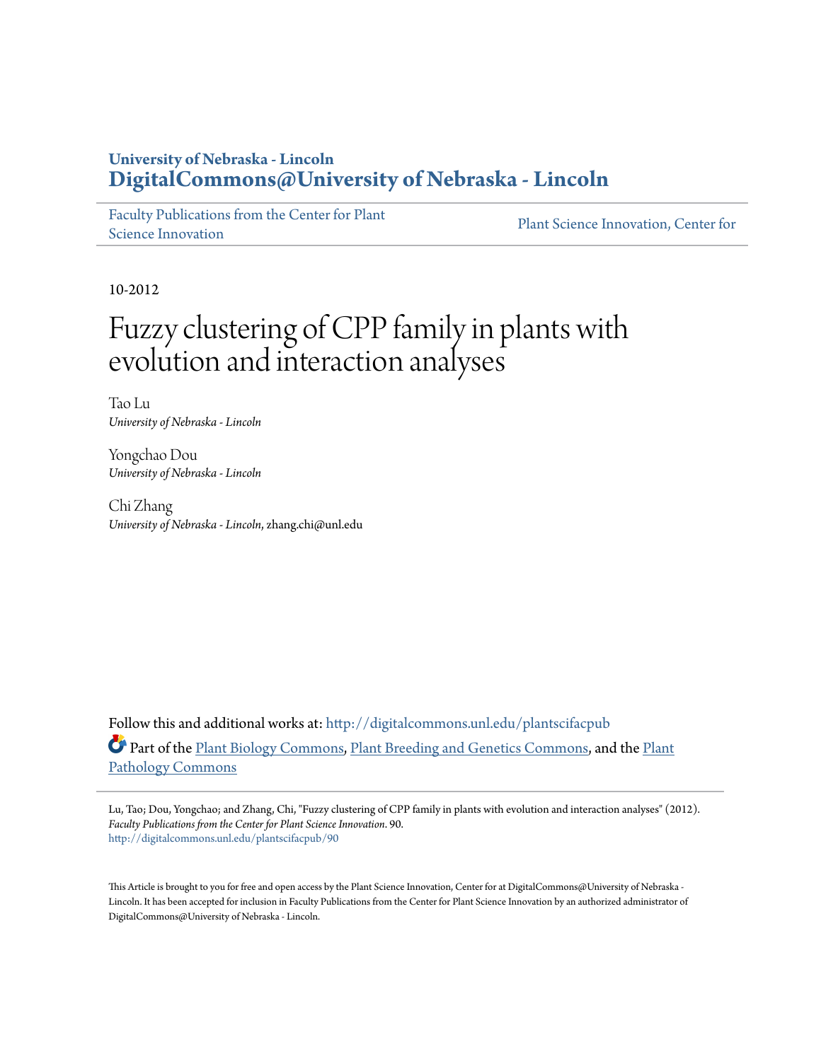University of Nebraska - Lincoln
**DigitalCommons@University of Nebraska - Lincoln**

Faculty Publications from the Center for Plant Science Innovation | Plant Science Innovation, Center for

10-2012

# Fuzzy clustering of CPP family in plants with evolution and interaction analyses

Tao Lu
*University of Nebraska - Lincoln*

Yongchao Dou
*University of Nebraska - Lincoln*

Chi Zhang
*University of Nebraska - Lincoln*, zhang.chi@unl.edu

Follow this and additional works at: http://digitalcommons.unl.edu/plantscifacpub

Part of the Plant Biology Commons, Plant Breeding and Genetics Commons, and the Plant Pathology Commons

Lu, Tao; Dou, Yongchao; and Zhang, Chi, "Fuzzy clustering of CPP family in plants with evolution and interaction analyses" (2012). *Faculty Publications from the Center for Plant Science Innovation*. 90.
http://digitalcommons.unl.edu/plantscifacpub/90

This Article is brought to you for free and open access by the Plant Science Innovation, Center for at DigitalCommons@University of Nebraska - Lincoln. It has been accepted for inclusion in Faculty Publications from the Center for Plant Science Innovation by an authorized administrator of DigitalCommons@University of Nebraska - Lincoln.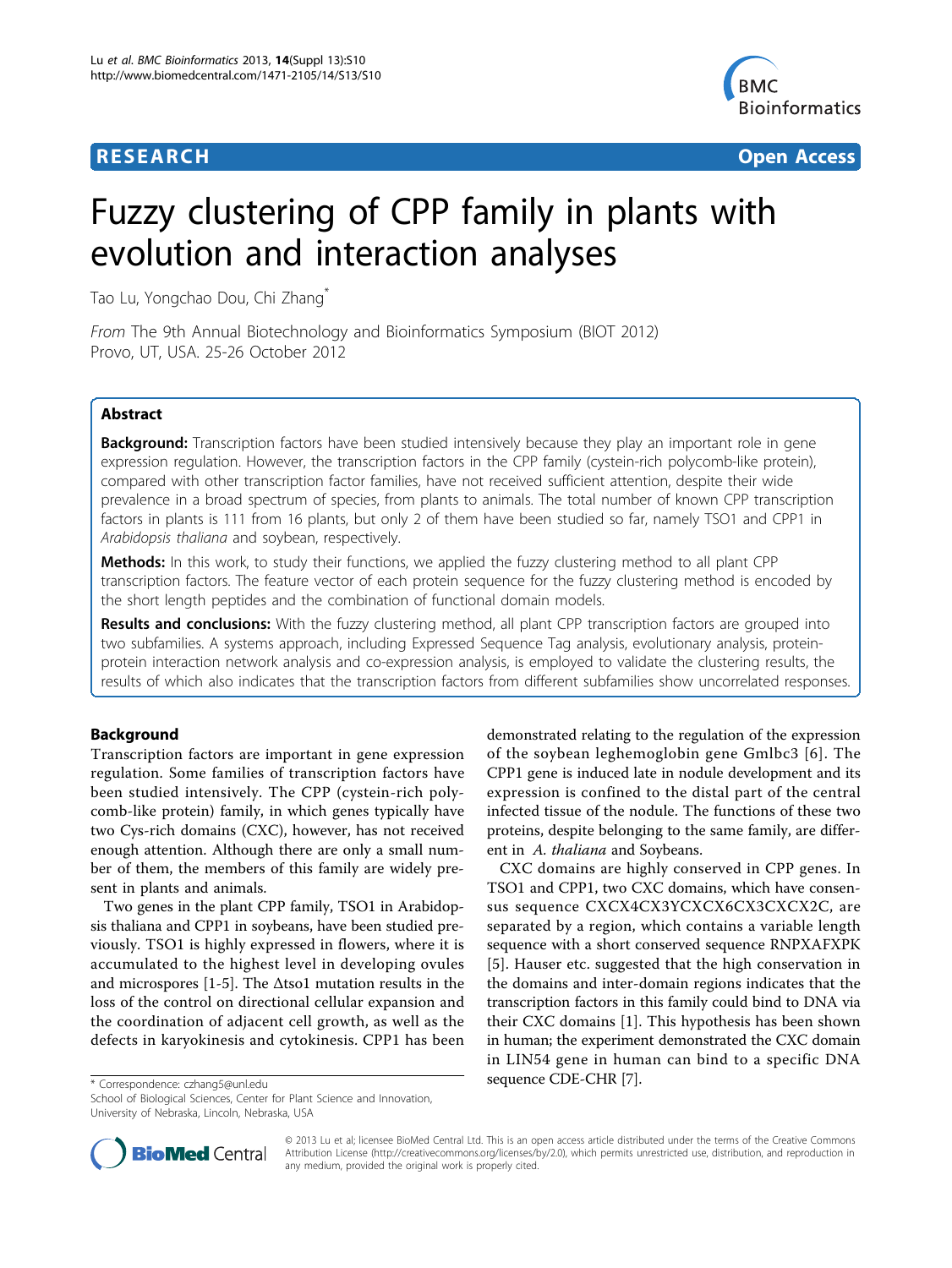# Fuzzy clustering of CPP family in plants with evolution and interaction analyses

Tao Lu, Yongchao Dou, Chi Zhang*

*From* The 9th Annual Biotechnology and Bioinformatics Symposium (BIOT 2012)
Provo, UT, USA. 25-26 October 2012

## Abstract

**Background:** Transcription factors have been studied intensively because they play an important role in gene expression regulation. However, the transcription factors in the CPP family (cystein-rich polycomb-like protein), compared with other transcription factor families, have not received sufficient attention, despite their wide prevalence in a broad spectrum of species, from plants to animals. The total number of known CPP transcription factors in plants is 111 from 16 plants, but only 2 of them have been studied so far, namely TSO1 and CPP1 in *Arabidopsis thaliana* and soybean, respectively.

**Methods:** In this work, to study their functions, we applied the fuzzy clustering method to all plant CPP transcription factors. The feature vector of each protein sequence for the fuzzy clustering method is encoded by the short length peptides and the combination of functional domain models.

**Results and conclusions:** With the fuzzy clustering method, all plant CPP transcription factors are grouped into two subfamilies. A systems approach, including Expressed Sequence Tag analysis, evolutionary analysis, protein-protein interaction network analysis and co-expression analysis, is employed to validate the clustering results, the results of which also indicates that the transcription factors from different subfamilies show uncorrelated responses.

## Background

Transcription factors are important in gene expression regulation. Some families of transcription factors have been studied intensively. The CPP (cystein-rich polycomb-like protein) family, in which genes typically have two Cys-rich domains (CXC), however, has not received enough attention. Although there are only a small number of them, the members of this family are widely present in plants and animals.

Two genes in the plant CPP family, TSO1 in Arabidopsis thaliana and CPP1 in soybeans, have been studied previously. TSO1 is highly expressed in flowers, where it is accumulated to the highest level in developing ovules and microspores [1-5]. The Δtso1 mutation results in the loss of the control on directional cellular expansion and the coordination of adjacent cell growth, as well as the defects in karyokinesis and cytokinesis. CPP1 has been demonstrated relating to the regulation of the expression of the soybean leghemoglobin gene Gmlbc3 [6]. The CPP1 gene is induced late in nodule development and its expression is confined to the distal part of the central infected tissue of the nodule. The functions of these two proteins, despite belonging to the same family, are different in *A. thaliana* and Soybeans.

CXC domains are highly conserved in CPP genes. In TSO1 and CPP1, two CXC domains, which have consensus sequence CXCX4CX3YCXCX6CX3CXCX2C, are separated by a region, which contains a variable length sequence with a short conserved sequence RNPXAFXPK [5]. Hauser etc. suggested that the high conservation in the domains and inter-domain regions indicates that the transcription factors in this family could bind to DNA via their CXC domains [1]. This hypothesis has been shown in human; the experiment demonstrated the CXC domain in LIN54 gene in human can bind to a specific DNA sequence CDE-CHR [7].

* Correspondence: czhang5@unl.edu
School of Biological Sciences, Center for Plant Science and Innovation, University of Nebraska, Lincoln, Nebraska, USA

© 2013 Lu et al; licensee BioMed Central Ltd. This is an open access article distributed under the terms of the Creative Commons Attribution License (http://creativecommons.org/licenses/by/2.0), which permits unrestricted use, distribution, and reproduction in any medium, provided the original work is properly cited.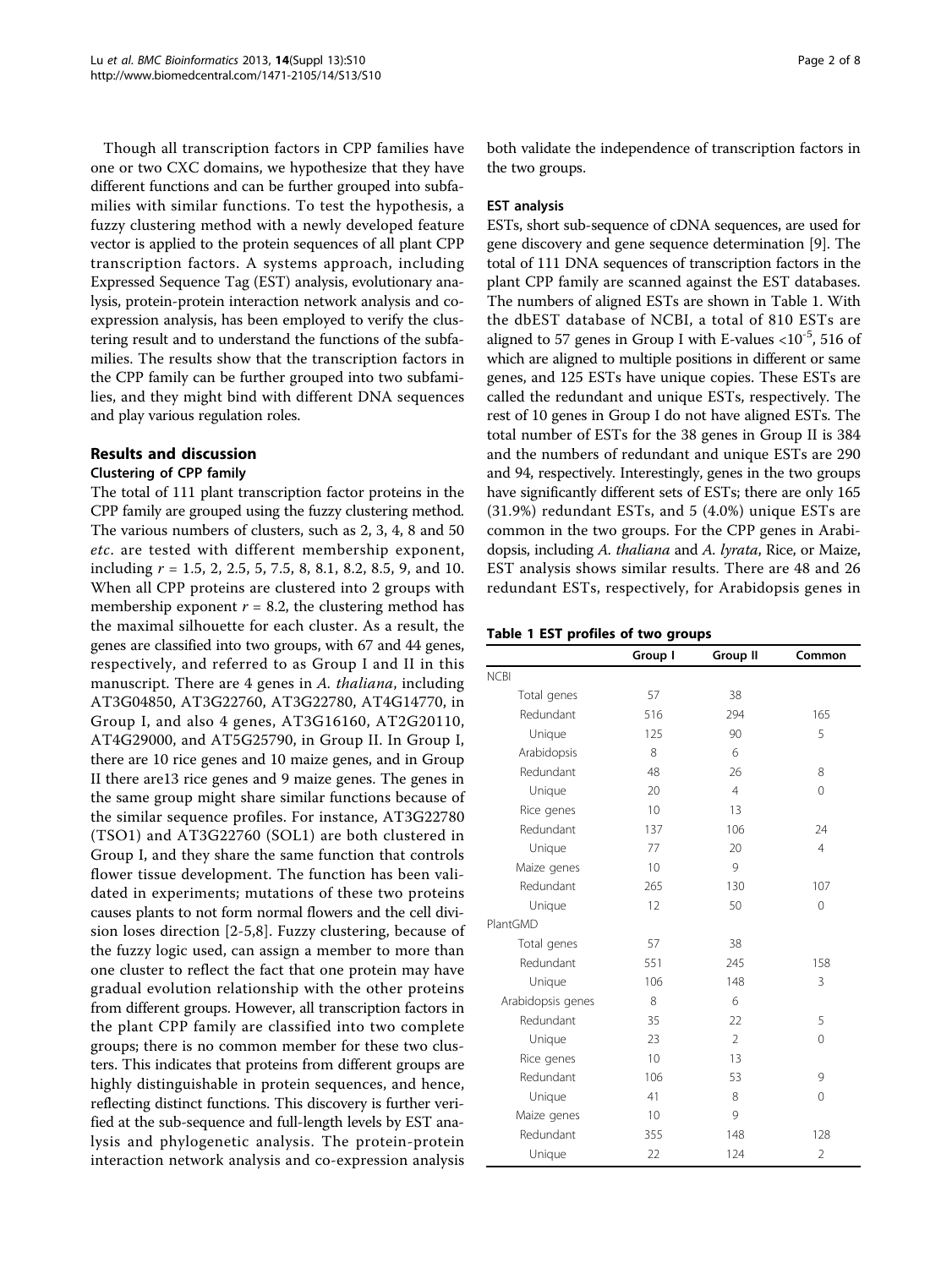Though all transcription factors in CPP families have one or two CXC domains, we hypothesize that they have different functions and can be further grouped into subfamilies with similar functions. To test the hypothesis, a fuzzy clustering method with a newly developed feature vector is applied to the protein sequences of all plant CPP transcription factors. A systems approach, including Expressed Sequence Tag (EST) analysis, evolutionary analysis, protein-protein interaction network analysis and co-expression analysis, has been employed to verify the clustering result and to understand the functions of the subfamilies. The results show that the transcription factors in the CPP family can be further grouped into two subfamilies, and they might bind with different DNA sequences and play various regulation roles.

## Results and discussion

### Clustering of CPP family

The total of 111 plant transcription factor proteins in the CPP family are grouped using the fuzzy clustering method. The various numbers of clusters, such as 2, 3, 4, 8 and 50 *etc*. are tested with different membership exponent, including $r$ = 1.5, 2, 2.5, 5, 7.5, 8, 8.1, 8.2, 8.5, 9, and 10. When all CPP proteins are clustered into 2 groups with membership exponent $r = 8.2$, the clustering method has the maximal silhouette for each cluster. As a result, the genes are classified into two groups, with 67 and 44 genes, respectively, and referred to as Group I and II in this manuscript. There are 4 genes in *A. thaliana*, including AT3G04850, AT3G22760, AT3G22780, AT4G14770, in Group I, and also 4 genes, AT3G16160, AT2G20110, AT4G29000, and AT5G25790, in Group II. In Group I, there are 10 rice genes and 10 maize genes, and in Group II there are13 rice genes and 9 maize genes. The genes in the same group might share similar functions because of the similar sequence profiles. For instance, AT3G22780 (TSO1) and AT3G22760 (SOL1) are both clustered in Group I, and they share the same function that controls flower tissue development. The function has been validated in experiments; mutations of these two proteins causes plants to not form normal flowers and the cell division loses direction [2-5,8]. Fuzzy clustering, because of the fuzzy logic used, can assign a member to more than one cluster to reflect the fact that one protein may have gradual evolution relationship with the other proteins from different groups. However, all transcription factors in the plant CPP family are classified into two complete groups; there is no common member for these two clusters. This indicates that proteins from different groups are highly distinguishable in protein sequences, and hence, reflecting distinct functions. This discovery is further verified at the sub-sequence and full-length levels by EST analysis and phylogenetic analysis. The protein-protein interaction network analysis and co-expression analysis both validate the independence of transcription factors in the two groups.

### EST analysis

ESTs, short sub-sequence of cDNA sequences, are used for gene discovery and gene sequence determination [9]. The total of 111 DNA sequences of transcription factors in the plant CPP family are scanned against the EST databases. The numbers of aligned ESTs are shown in Table 1. With the dbEST database of NCBI, a total of 810 ESTs are aligned to 57 genes in Group I with E-values $<10^{-5}$, 516 of which are aligned to multiple positions in different or same genes, and 125 ESTs have unique copies. These ESTs are called the redundant and unique ESTs, respectively. The rest of 10 genes in Group I do not have aligned ESTs. The total number of ESTs for the 38 genes in Group II is 384 and the numbers of redundant and unique ESTs are 290 and 94, respectively. Interestingly, genes in the two groups have significantly different sets of ESTs; there are only 165 (31.9%) redundant ESTs, and 5 (4.0%) unique ESTs are common in the two groups. For the CPP genes in Arabidopsis, including *A. thaliana* and *A. lyrata*, Rice, or Maize, EST analysis shows similar results. There are 48 and 26 redundant ESTs, respectively, for Arabidopsis genes in

**Table 1 EST profiles of two groups**

| | Group I | Group II | Common |
|---|---|---|---|
| NCBI | | | |
| Total genes | 57 | 38 | |
| Redundant | 516 | 294 | 165 |
| Unique | 125 | 90 | 5 |
| Arabidopsis | 8 | 6 | |
| Redundant | 48 | 26 | 8 |
| Unique | 20 | 4 | 0 |
| Rice genes | 10 | 13 | |
| Redundant | 137 | 106 | 24 |
| Unique | 77 | 20 | 4 |
| Maize genes | 10 | 9 | |
| Redundant | 265 | 130 | 107 |
| Unique | 12 | 50 | 0 |
| PlantGMD | | | |
| Total genes | 57 | 38 | |
| Redundant | 551 | 245 | 158 |
| Unique | 106 | 148 | 3 |
| Arabidopsis genes | 8 | 6 | |
| Redundant | 35 | 22 | 5 |
| Unique | 23 | 2 | 0 |
| Rice genes | 10 | 13 | |
| Redundant | 106 | 53 | 9 |
| Unique | 41 | 8 | 0 |
| Maize genes | 10 | 9 | |
| Redundant | 355 | 148 | 128 |
| Unique | 22 | 124 | 2 |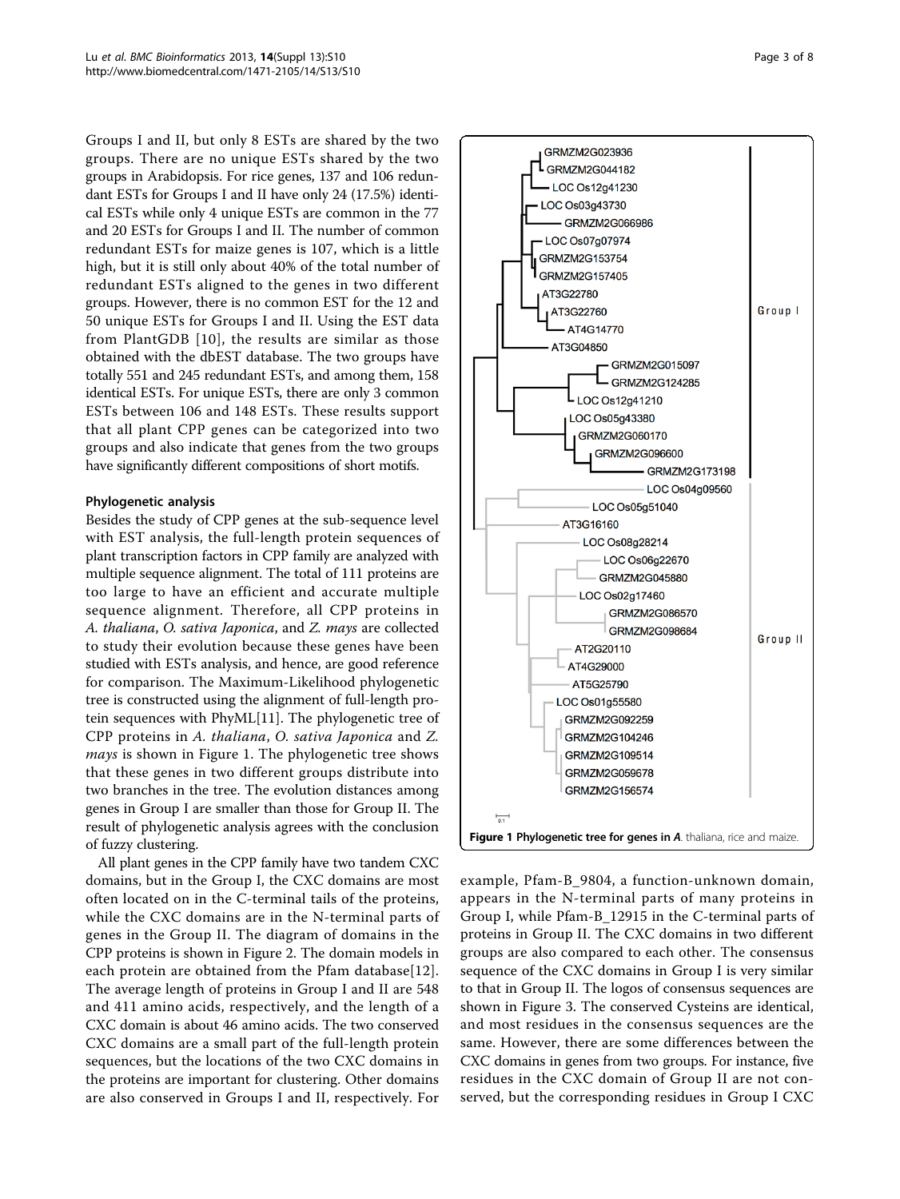Groups I and II, but only 8 ESTs are shared by the two groups. There are no unique ESTs shared by the two groups in Arabidopsis. For rice genes, 137 and 106 redundant ESTs for Groups I and II have only 24 (17.5%) identical ESTs while only 4 unique ESTs are common in the 77 and 20 ESTs for Groups I and II. The number of common redundant ESTs for maize genes is 107, which is a little high, but it is still only about 40% of the total number of redundant ESTs aligned to the genes in two different groups. However, there is no common EST for the 12 and 50 unique ESTs for Groups I and II. Using the EST data from PlantGDB [10], the results are similar as those obtained with the dbEST database. The two groups have totally 551 and 245 redundant ESTs, and among them, 158 identical ESTs. For unique ESTs, there are only 3 common ESTs between 106 and 148 ESTs. These results support that all plant CPP genes can be categorized into two groups and also indicate that genes from the two groups have significantly different compositions of short motifs.

### Phylogenetic analysis

Besides the study of CPP genes at the sub-sequence level with EST analysis, the full-length protein sequences of plant transcription factors in CPP family are analyzed with multiple sequence alignment. The total of 111 proteins are too large to have an efficient and accurate multiple sequence alignment. Therefore, all CPP proteins in *A. thaliana*, *O. sativa Japonica*, and *Z. mays* are collected to study their evolution because these genes have been studied with ESTs analysis, and hence, are good reference for comparison. The Maximum-Likelihood phylogenetic tree is constructed using the alignment of full-length protein sequences with PhyML[11]. The phylogenetic tree of CPP proteins in *A. thaliana*, *O. sativa Japonica* and *Z. mays* is shown in Figure 1. The phylogenetic tree shows that these genes in two different groups distribute into two branches in the tree. The evolution distances among genes in Group I are smaller than those for Group II. The result of phylogenetic analysis agrees with the conclusion of fuzzy clustering.

All plant genes in the CPP family have two tandem CXC domains, but in the Group I, the CXC domains are most often located on in the C-terminal tails of the proteins, while the CXC domains are in the N-terminal parts of genes in the Group II. The diagram of domains in the CPP proteins is shown in Figure 2. The domain models in each protein are obtained from the Pfam database[12]. The average length of proteins in Group I and II are 548 and 411 amino acids, respectively, and the length of a CXC domain is about 46 amino acids. The two conserved CXC domains are a small part of the full-length protein sequences, but the locations of the two CXC domains in the proteins are important for clustering. Other domains are also conserved in Groups I and II, respectively. For example, Pfam-B_9804, a function-unknown domain, appears in the N-terminal parts of many proteins in Group I, while Pfam-B_12915 in the C-terminal parts of proteins in Group II. The CXC domains in two different groups are also compared to each other. The consensus sequence of the CXC domains in Group I is very similar to that in Group II. The logos of consensus sequences are shown in Figure 3. The conserved Cysteins are identical, and most residues in the consensus sequences are the same. However, there are some differences between the CXC domains in genes from two groups. For instance, five residues in the CXC domain of Group II are not conserved, but the corresponding residues in Group I CXC

**Figure 1 Phylogenetic tree for genes in *A*. thaliana, rice and maize.**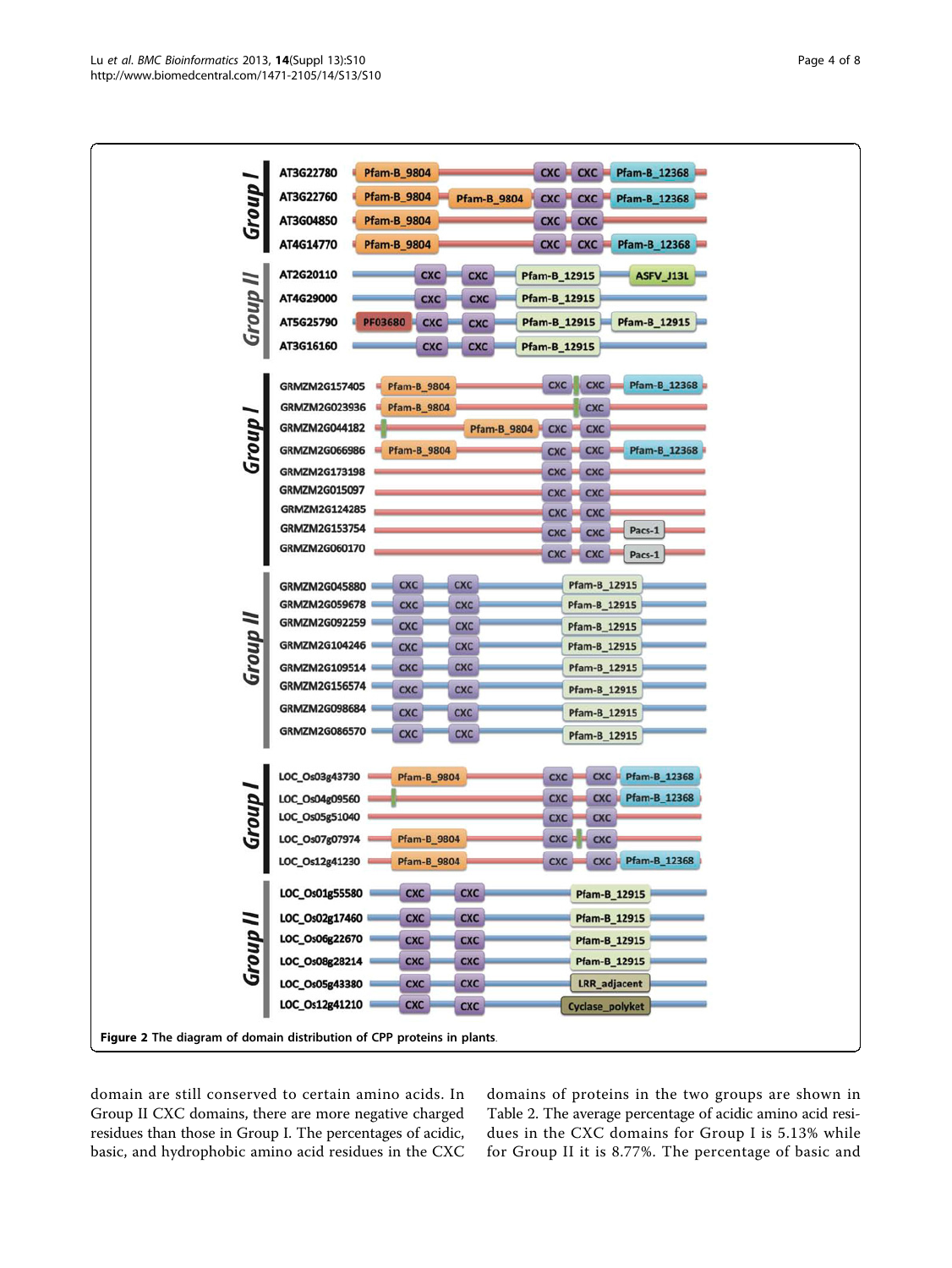Figure 2 The diagram of domain distribution of CPP proteins in plants.

domain are still conserved to certain amino acids. In Group II CXC domains, there are more negative charged residues than those in Group I. The percentages of acidic, basic, and hydrophobic amino acid residues in the CXC domains of proteins in the two groups are shown in Table 2. The average percentage of acidic amino acid residues in the CXC domains for Group I is 5.13% while for Group II it is 8.77%. The percentage of basic and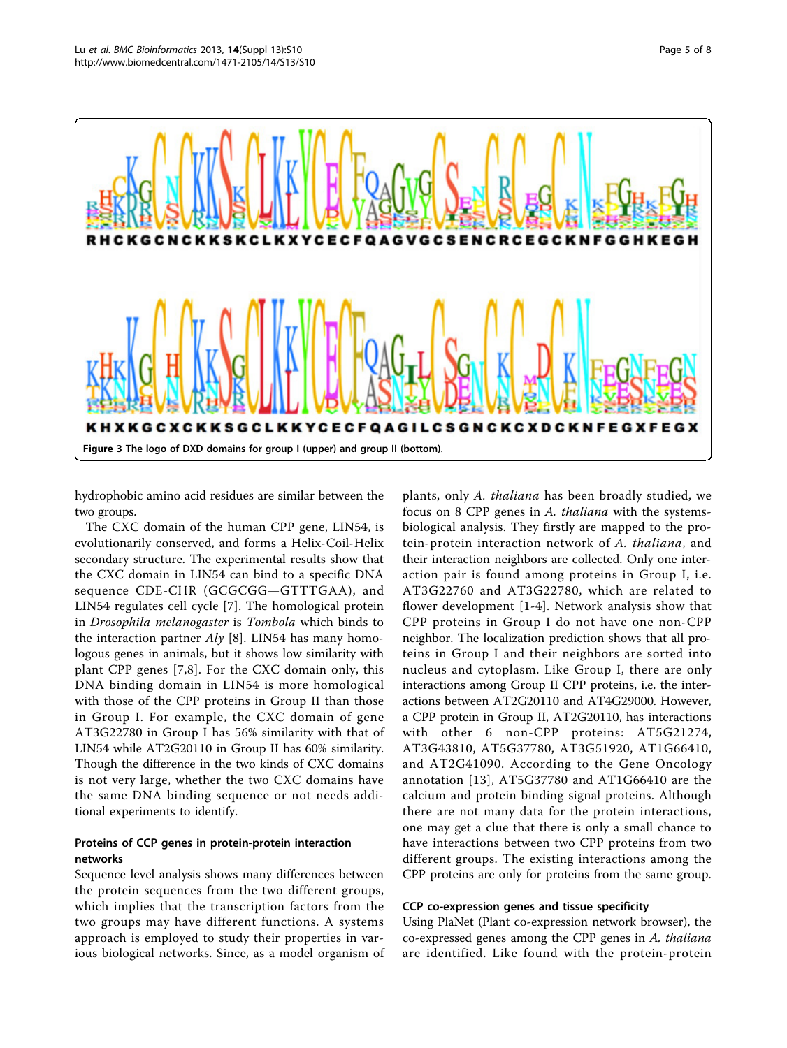RHCKGCNCKKSKCLKXYCECFQAGVGCSENCRCEGCKNFGGHKEGH

KHXKGCXCKKSGCLKKYCECFQAGILCSGNCKCXDCKNFEGXFEGX

**Figure 3 The logo of DXD domains for group I (upper) and group II (bottom).**

hydrophobic amino acid residues are similar between the two groups.

The CXC domain of the human CPP gene, LIN54, is evolutionarily conserved, and forms a Helix-Coil-Helix secondary structure. The experimental results show that the CXC domain in LIN54 can bind to a specific DNA sequence CDE-CHR (GCGCGG—GTTTGAA), and LIN54 regulates cell cycle [7]. The homological protein in *Drosophila melanogaster* is *Tombola* which binds to the interaction partner *Aly* [8]. LIN54 has many homologous genes in animals, but it shows low similarity with plant CPP genes [7,8]. For the CXC domain only, this DNA binding domain in LIN54 is more homological with those of the CPP proteins in Group II than those in Group I. For example, the CXC domain of gene AT3G22780 in Group I has 56% similarity with that of LIN54 while AT2G20110 in Group II has 60% similarity. Though the difference in the two kinds of CXC domains is not very large, whether the two CXC domains have the same DNA binding sequence or not needs additional experiments to identify.

### Proteins of CCP genes in protein-protein interaction networks

Sequence level analysis shows many differences between the protein sequences from the two different groups, which implies that the transcription factors from the two groups may have different functions. A systems approach is employed to study their properties in various biological networks. Since, as a model organism of plants, only *A. thaliana* has been broadly studied, we focus on 8 CPP genes in *A. thaliana* with the systems-biological analysis. They firstly are mapped to the protein-protein interaction network of *A. thaliana*, and their interaction neighbors are collected. Only one interaction pair is found among proteins in Group I, i.e. AT3G22760 and AT3G22780, which are related to flower development [1-4]. Network analysis show that CPP proteins in Group I do not have one non-CPP neighbor. The localization prediction shows that all proteins in Group I and their neighbors are sorted into nucleus and cytoplasm. Like Group I, there are only interactions among Group II CPP proteins, i.e. the interactions between AT2G20110 and AT4G29000. However, a CPP protein in Group II, AT2G20110, has interactions with other 6 non-CPP proteins: AT5G21274, AT3G43810, AT5G37780, AT3G51920, AT1G66410, and AT2G41090. According to the Gene Oncology annotation [13], AT5G37780 and AT1G66410 are the calcium and protein binding signal proteins. Although there are not many data for the protein interactions, one may get a clue that there is only a small chance to have interactions between two CPP proteins from two different groups. The existing interactions among the CPP proteins are only for proteins from the same group.

### CCP co-expression genes and tissue specificity

Using PlaNet (Plant co-expression network browser), the co-expressed genes among the CPP genes in *A. thaliana* are identified. Like found with the protein-protein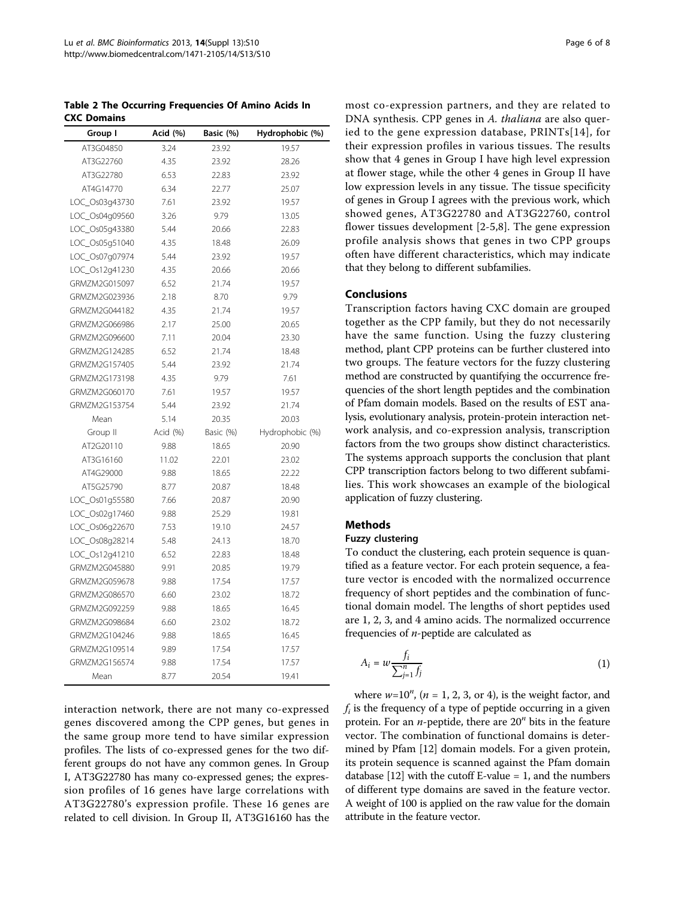**Table 2 The Occurring Frequencies Of Amino Acids In CXC Domains**

| Group I | Acid (%) | Basic (%) | Hydrophobic (%) |
|---|---|---|---|
| AT3G04850 | 3.24 | 23.92 | 19.57 |
| AT3G22760 | 4.35 | 23.92 | 28.26 |
| AT3G22780 | 6.53 | 22.83 | 23.92 |
| AT4G14770 | 6.34 | 22.77 | 25.07 |
| LOC_Os03g43730 | 7.61 | 23.92 | 19.57 |
| LOC_Os04g09560 | 3.26 | 9.79 | 13.05 |
| LOC_Os05g43380 | 5.44 | 20.66 | 22.83 |
| LOC_Os05g51040 | 4.35 | 18.48 | 26.09 |
| LOC_Os07g07974 | 5.44 | 23.92 | 19.57 |
| LOC_Os12g41230 | 4.35 | 20.66 | 20.66 |
| GRMZM2G015097 | 6.52 | 21.74 | 19.57 |
| GRMZM2G023936 | 2.18 | 8.70 | 9.79 |
| GRMZM2G044182 | 4.35 | 21.74 | 19.57 |
| GRMZM2G066986 | 2.17 | 25.00 | 20.65 |
| GRMZM2G096600 | 7.11 | 20.04 | 23.30 |
| GRMZM2G124285 | 6.52 | 21.74 | 18.48 |
| GRMZM2G157405 | 5.44 | 23.92 | 21.74 |
| GRMZM2G173198 | 4.35 | 9.79 | 7.61 |
| GRMZM2G060170 | 7.61 | 19.57 | 19.57 |
| GRMZM2G153754 | 5.44 | 23.92 | 21.74 |
| Mean | 5.14 | 20.35 | 20.03 |
| Group II | Acid (%) | Basic (%) | Hydrophobic (%) |
| AT2G20110 | 9.88 | 18.65 | 20.90 |
| AT3G16160 | 11.02 | 22.01 | 23.02 |
| AT4G29000 | 9.88 | 18.65 | 22.22 |
| AT5G25790 | 8.77 | 20.87 | 18.48 |
| LOC_Os01g55580 | 7.66 | 20.87 | 20.90 |
| LOC_Os02g17460 | 9.88 | 25.29 | 19.81 |
| LOC_Os06g22670 | 7.53 | 19.10 | 24.57 |
| LOC_Os08g28214 | 5.48 | 24.13 | 18.70 |
| LOC_Os12g41210 | 6.52 | 22.83 | 18.48 |
| GRMZM2G045880 | 9.91 | 20.85 | 19.79 |
| GRMZM2G059678 | 9.88 | 17.54 | 17.57 |
| GRMZM2G086570 | 6.60 | 23.02 | 18.72 |
| GRMZM2G092259 | 9.88 | 18.65 | 16.45 |
| GRMZM2G098684 | 6.60 | 23.02 | 18.72 |
| GRMZM2G104246 | 9.88 | 18.65 | 16.45 |
| GRMZM2G109514 | 9.89 | 17.54 | 17.57 |
| GRMZM2G156574 | 9.88 | 17.54 | 17.57 |
| Mean | 8.77 | 20.54 | 19.41 |

interaction network, there are not many co-expressed genes discovered among the CPP genes, but genes in the same group more tend to have similar expression profiles. The lists of co-expressed genes for the two different groups do not have any common genes. In Group I, AT3G22780 has many co-expressed genes; the expression profiles of 16 genes have large correlations with AT3G22780's expression profile. These 16 genes are related to cell division. In Group II, AT3G16160 has the most co-expression partners, and they are related to DNA synthesis. CPP genes in *A. thaliana* are also queried to the gene expression database, PRINTs[14], for their expression profiles in various tissues. The results show that 4 genes in Group I have high level expression at flower stage, while the other 4 genes in Group II have low expression levels in any tissue. The tissue specificity of genes in Group I agrees with the previous work, which showed genes, AT3G22780 and AT3G22760, control flower tissues development [2-5,8]. The gene expression profile analysis shows that genes in two CPP groups often have different characteristics, which may indicate that they belong to different subfamilies.

## Conclusions

Transcription factors having CXC domain are grouped together as the CPP family, but they do not necessarily have the same function. Using the fuzzy clustering method, plant CPP proteins can be further clustered into two groups. The feature vectors for the fuzzy clustering method are constructed by quantifying the occurrence frequencies of the short length peptides and the combination of Pfam domain models. Based on the results of EST analysis, evolutionary analysis, protein-protein interaction network analysis, and co-expression analysis, transcription factors from the two groups show distinct characteristics. The systems approach supports the conclusion that plant CPP transcription factors belong to two different subfamilies. This work showcases an example of the biological application of fuzzy clustering.

## Methods

### Fuzzy clustering

To conduct the clustering, each protein sequence is quantified as a feature vector. For each protein sequence, a feature vector is encoded with the normalized occurrence frequency of short peptides and the combination of functional domain model. The lengths of short peptides used are 1, 2, 3, and 4 amino acids. The normalized occurrence frequencies of *n*-peptide are calculated as

$$A_i = w\frac{f_i}{\sum_{j=1}^{n} f_j} \quad (1)$$

where $w=10^n$, ($n$ = 1, 2, 3, or 4), is the weight factor, and $f_i$ is the frequency of a type of peptide occurring in a given protein. For an *n*-peptide, there are $20^n$ bits in the feature vector. The combination of functional domains is determined by Pfam [12] domain models. For a given protein, its protein sequence is scanned against the Pfam domain database [12] with the cutoff E-value = 1, and the numbers of different type domains are saved in the feature vector. A weight of 100 is applied on the raw value for the domain attribute in the feature vector.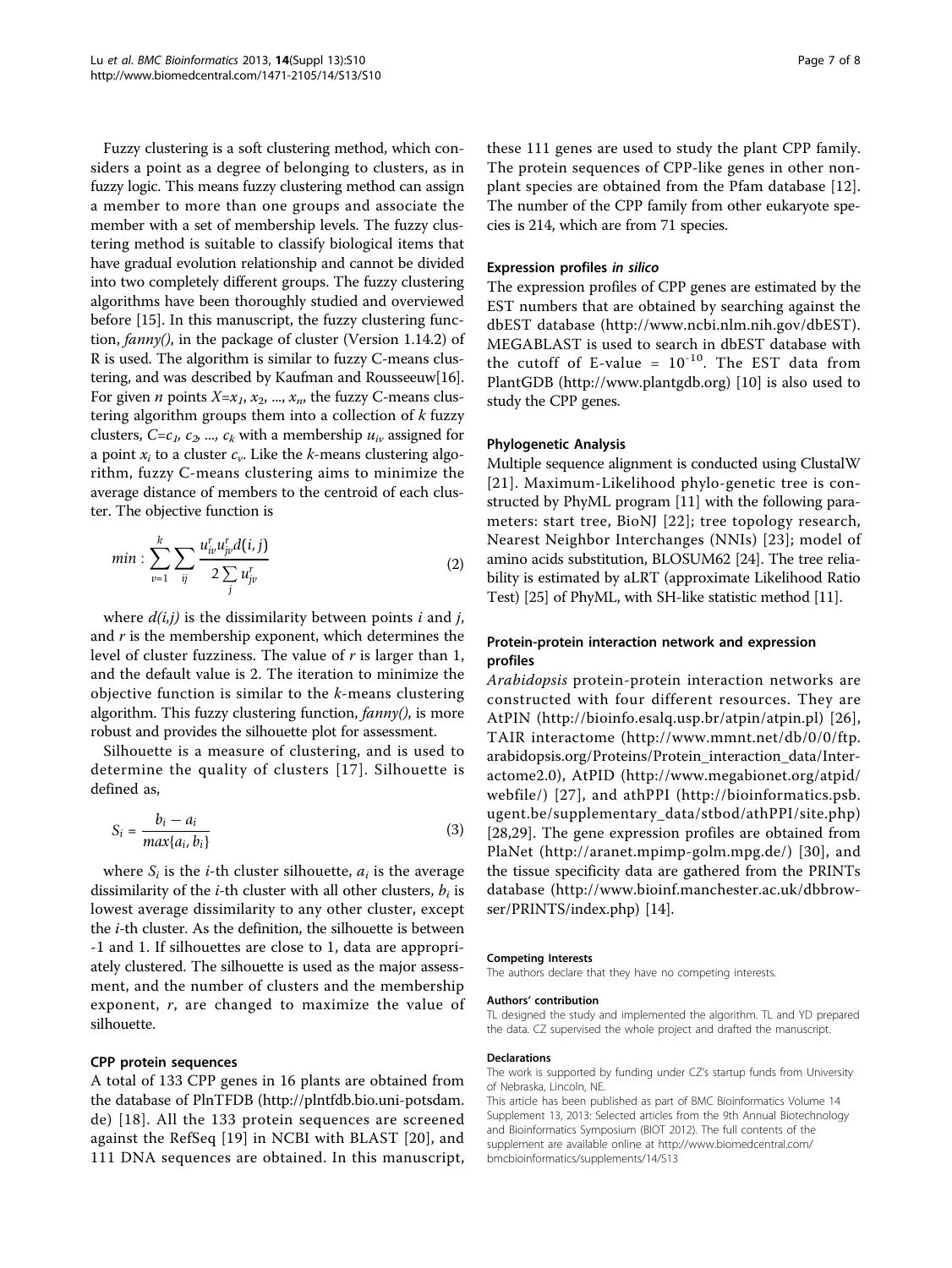Fuzzy clustering is a soft clustering method, which considers a point as a degree of belonging to clusters, as in fuzzy logic. This means fuzzy clustering method can assign a member to more than one groups and associate the member with a set of membership levels. The fuzzy clustering method is suitable to classify biological items that have gradual evolution relationship and cannot be divided into two completely different groups. The fuzzy clustering algorithms have been thoroughly studied and overviewed before [15]. In this manuscript, the fuzzy clustering function, *fanny()*, in the package of cluster (Version 1.14.2) of R is used. The algorithm is similar to fuzzy C-means clustering, and was described by Kaufman and Rousseeuw[16]. For given $n$ points $X=x_1, x_2, ..., x_n$, the fuzzy C-means clustering algorithm groups them into a collection of $k$ fuzzy clusters, $C=c_1, c_2, ..., c_k$ with a membership $u_{iv}$ assigned for a point $x_i$ to a cluster $c_v$. Like the $k$-means clustering algorithm, fuzzy C-means clustering aims to minimize the average distance of members to the centroid of each cluster. The objective function is

$$min : \sum_{v=1}^{k} \sum_{ij} \frac{u_{iv}^r u_{jv}^r d(i,j)}{2 \sum_j u_{jv}^r} \tag{2}$$

where $d(i,j)$ is the dissimilarity between points $i$ and $j$, and $r$ is the membership exponent, which determines the level of cluster fuzziness. The value of $r$ is larger than 1, and the default value is 2. The iteration to minimize the objective function is similar to the $k$-means clustering algorithm. This fuzzy clustering function, *fanny()*, is more robust and provides the silhouette plot for assessment.

Silhouette is a measure of clustering, and is used to determine the quality of clusters [17]. Silhouette is defined as,

$$S_i = \frac{b_i - a_i}{max\{a_i, b_i\}} \tag{3}$$

where $S_i$ is the $i$-th cluster silhouette, $a_i$ is the average dissimilarity of the $i$-th cluster with all other clusters, $b_i$ is lowest average dissimilarity to any other cluster, except the $i$-th cluster. As the definition, the silhouette is between -1 and 1. If silhouettes are close to 1, data are appropriately clustered. The silhouette is used as the major assessment, and the number of clusters and the membership exponent, $r$, are changed to maximize the value of silhouette.

### CPP protein sequences

A total of 133 CPP genes in 16 plants are obtained from the database of PlnTFDB (http://plntfdb.bio.uni-potsdam.de) [18]. All the 133 protein sequences are screened against the RefSeq [19] in NCBI with BLAST [20], and 111 DNA sequences are obtained. In this manuscript, these 111 genes are used to study the plant CPP family. The protein sequences of CPP-like genes in other non-plant species are obtained from the Pfam database [12]. The number of the CPP family from other eukaryote species is 214, which are from 71 species.

### Expression profiles *in silico*

The expression profiles of CPP genes are estimated by the EST numbers that are obtained by searching against the dbEST database (http://www.ncbi.nlm.nih.gov/dbEST). MEGABLAST is used to search in dbEST database with the cutoff of E-value = $10^{-10}$. The EST data from PlantGDB (http://www.plantgdb.org) [10] is also used to study the CPP genes.

### Phylogenetic Analysis

Multiple sequence alignment is conducted using ClustalW [21]. Maximum-Likelihood phylo-genetic tree is constructed by PhyML program [11] with the following parameters: start tree, BioNJ [22]; tree topology research, Nearest Neighbor Interchanges (NNIs) [23]; model of amino acids substitution, BLOSUM62 [24]. The tree reliability is estimated by aLRT (approximate Likelihood Ratio Test) [25] of PhyML, with SH-like statistic method [11].

### Protein-protein interaction network and expression profiles

*Arabidopsis* protein-protein interaction networks are constructed with four different resources. They are AtPIN (http://bioinfo.esalq.usp.br/atpin/atpin.pl) [26], TAIR interactome (http://www.mmnt.net/db/0/0/ftp.arabidopsis.org/Proteins/Protein_interaction_data/Interactome2.0), AtPID (http://www.megabionet.org/atpid/webfile/) [27], and athPPI (http://bioinformatics.psb.ugent.be/supplementary_data/stbod/athPPI/site.php) [28,29]. The gene expression profiles are obtained from PlaNet (http://aranet.mpimp-golm.mpg.de/) [30], and the tissue specificity data are gathered from the PRINTs database (http://www.bioinf.manchester.ac.uk/dbbrowser/PRINTS/index.php) [14].

#### Competing Interests

The authors declare that they have no competing interests.

#### Authors' contribution

TL designed the study and implemented the algorithm. TL and YD prepared the data. CZ supervised the whole project and drafted the manuscript.

#### Declarations

The work is supported by funding under CZ's startup funds from University of Nebraska, Lincoln, NE.

This article has been published as part of BMC Bioinformatics Volume 14 Supplement 13, 2013: Selected articles from the 9th Annual Biotechnology and Bioinformatics Symposium (BIOT 2012). The full contents of the supplement are available online at http://www.biomedcentral.com/bmcbioinformatics/supplements/14/S13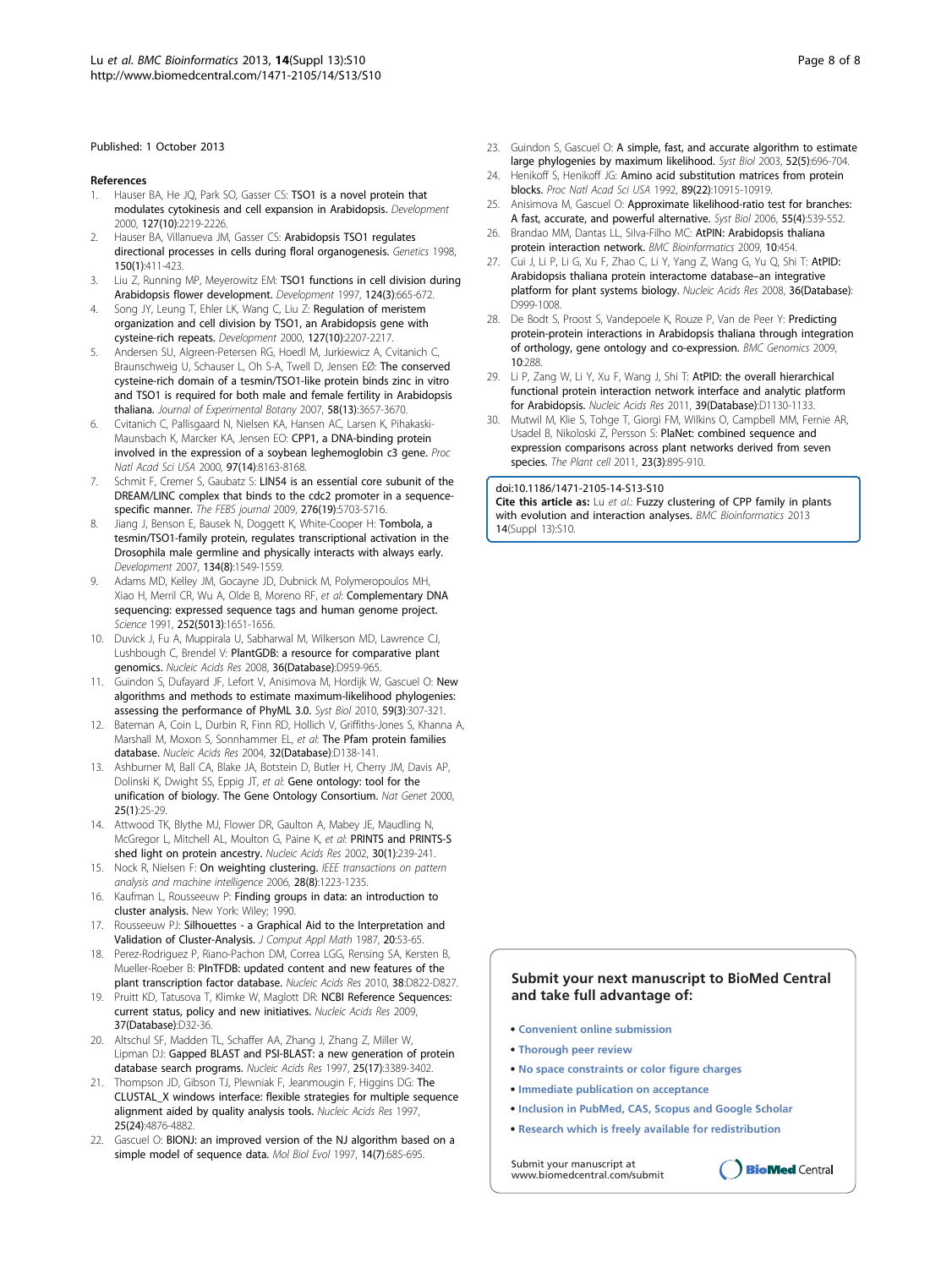Published: 1 October 2013

## References

1. Hauser BA, He JQ, Park SO, Gasser CS: **TSO1 is a novel protein that modulates cytokinesis and cell expansion in Arabidopsis.** *Development* 2000, **127(10)**:2219-2226.
2. Hauser BA, Villanueva JM, Gasser CS: **Arabidopsis TSO1 regulates directional processes in cells during floral organogenesis.** *Genetics* 1998, **150(1)**:411-423.
3. Liu Z, Running MP, Meyerowitz EM: **TSO1 functions in cell division during Arabidopsis flower development.** *Development* 1997, **124(3)**:665-672.
4. Song JY, Leung T, Ehler LK, Wang C, Liu Z: **Regulation of meristem organization and cell division by TSO1, an Arabidopsis gene with cysteine-rich repeats.** *Development* 2000, **127(10)**:2207-2217.
5. Andersen SU, Algreen-Petersen RG, Hoedl M, Jurkiewicz A, Cvitanich C, Braunschweig U, Schauser L, Oh S-A, Twell D, Jensen EØ: **The conserved cysteine-rich domain of a tesmin/TSO1-like protein binds zinc in vitro and TSO1 is required for both male and female fertility in Arabidopsis thaliana.** *Journal of Experimental Botany* 2007, **58(13)**:3657-3670.
6. Cvitanich C, Pallisgaard N, Nielsen KA, Hansen AC, Larsen K, Pihakaski-Maunsbach K, Marcker KA, Jensen EO: **CPP1, a DNA-binding protein involved in the expression of a soybean leghemoglobin c3 gene.** *Proc Natl Acad Sci USA* 2000, **97(14)**:8163-8168.
7. Schmit F, Cremer S, Gaubatz S: **LIN54 is an essential core subunit of the DREAM/LINC complex that binds to the cdc2 promoter in a sequence-specific manner.** *The FEBS journal* 2009, **276(19)**:5703-5716.
8. Jiang J, Benson E, Bausek N, Doggett K, White-Cooper H: **Tombola, a tesmin/TSO1-family protein, regulates transcriptional activation in the Drosophila male germline and physically interacts with always early.** *Development* 2007, **134(8)**:1549-1559.
9. Adams MD, Kelley JM, Gocayne JD, Dubnick M, Polymeropoulos MH, Xiao H, Merril CR, Wu A, Olde B, Moreno RF, *et al*: **Complementary DNA sequencing: expressed sequence tags and human genome project.** *Science* 1991, **252(5013)**:1651-1656.
10. Duvick J, Fu A, Muppirala U, Sabharwal M, Wilkerson MD, Lawrence CJ, Lushbough C, Brendel V: **PlantGDB: a resource for comparative plant genomics.** *Nucleic Acids Res* 2008, **36(Database)**:D959-965.
11. Guindon S, Dufayard JF, Lefort V, Anisimova M, Hordijk W, Gascuel O: **New algorithms and methods to estimate maximum-likelihood phylogenies: assessing the performance of PhyML 3.0.** *Syst Biol* 2010, **59(3)**:307-321.
12. Bateman A, Coin L, Durbin R, Finn RD, Hollich V, Griffiths-Jones S, Khanna A, Marshall M, Moxon S, Sonnhammer EL, *et al*: **The Pfam protein families database.** *Nucleic Acids Res* 2004, **32(Database)**:D138-141.
13. Ashburner M, Ball CA, Blake JA, Botstein D, Butler H, Cherry JM, Davis AP, Dolinski K, Dwight SS, Eppig JT, *et al*: **Gene ontology: tool for the unification of biology. The Gene Ontology Consortium.** *Nat Genet* 2000, **25(1)**:25-29.
14. Attwood TK, Blythe MJ, Flower DR, Gaulton A, Mabey JE, Maudling N, McGregor L, Mitchell AL, Moulton G, Paine K, *et al*: **PRINTS and PRINTS-S shed light on protein ancestry.** *Nucleic Acids Res* 2002, **30(1)**:239-241.
15. Nock R, Nielsen F: **On weighting clustering.** *IEEE transactions on pattern analysis and machine intelligence* 2006, **28(8)**:1223-1235.
16. Kaufman L, Rousseeuw P: **Finding groups in data: an introduction to cluster analysis.** New York: Wiley; 1990.
17. Rousseeuw PJ: **Silhouettes - a Graphical Aid to the Interpretation and Validation of Cluster-Analysis.** *J Comput Appl Math* 1987, **20**:53-65.
18. Perez-Rodriguez P, Riano-Pachon DM, Correa LGG, Rensing SA, Kersten B, Mueller-Roeber B: **PlnTFDB: updated content and new features of the plant transcription factor database.** *Nucleic Acids Res* 2010, **38**:D822-D827.
19. Pruitt KD, Tatusova T, Klimke W, Maglott DR: **NCBI Reference Sequences: current status, policy and new initiatives.** *Nucleic Acids Res* 2009, **37(Database)**:D32-36.
20. Altschul SF, Madden TL, Schaffer AA, Zhang J, Zhang Z, Miller W, Lipman DJ: **Gapped BLAST and PSI-BLAST: a new generation of protein database search programs.** *Nucleic Acids Res* 1997, **25(17)**:3389-3402.
21. Thompson JD, Gibson TJ, Plewniak F, Jeanmougin F, Higgins DG: **The CLUSTAL_X windows interface: flexible strategies for multiple sequence alignment aided by quality analysis tools.** *Nucleic Acids Res* 1997, **25(24)**:4876-4882.
22. Gascuel O: **BIONJ: an improved version of the NJ algorithm based on a simple model of sequence data.** *Mol Biol Evol* 1997, **14(7)**:685-695.
23. Guindon S, Gascuel O: **A simple, fast, and accurate algorithm to estimate large phylogenies by maximum likelihood.** *Syst Biol* 2003, **52(5)**:696-704.
24. Henikoff S, Henikoff JG: **Amino acid substitution matrices from protein blocks.** *Proc Natl Acad Sci USA* 1992, **89(22)**:10915-10919.
25. Anisimova M, Gascuel O: **Approximate likelihood-ratio test for branches: A fast, accurate, and powerful alternative.** *Syst Biol* 2006, **55(4)**:539-552.
26. Brandao MM, Dantas LL, Silva-Filho MC: **AtPIN: Arabidopsis thaliana protein interaction network.** *BMC Bioinformatics* 2009, **10**:454.
27. Cui J, Li P, Li G, Xu F, Zhao C, Li Y, Yang Z, Wang G, Yu Q, Shi T: **AtPID: Arabidopsis thaliana protein interactome database–an integrative platform for plant systems biology.** *Nucleic Acids Res* 2008, **36(Database)**:D999-1008.
28. De Bodt S, Proost S, Vandepoele K, Rouze P, Van de Peer Y: **Predicting protein-protein interactions in Arabidopsis thaliana through integration of orthology, gene ontology and co-expression.** *BMC Genomics* 2009, **10**:288.
29. Li P, Zang W, Li Y, Xu F, Wang J, Shi T: **AtPID: the overall hierarchical functional protein interaction network interface and analytic platform for Arabidopsis.** *Nucleic Acids Res* 2011, **39(Database)**:D1130-1133.
30. Mutwil M, Klie S, Tohge T, Giorgi FM, Wilkins O, Campbell MM, Fernie AR, Usadel B, Nikoloski Z, Persson S: **PlaNet: combined sequence and expression comparisons across plant networks derived from seven species.** *The Plant cell* 2011, **23(3)**:895-910.

doi:10.1186/1471-2105-14-S13-S10

**Cite this article as:** Lu *et al.*: Fuzzy clustering of CPP family in plants with evolution and interaction analyses. *BMC Bioinformatics* 2013 **14**(Suppl 13):S10.

**Submit your next manuscript to BioMed Central and take full advantage of:**

- **Convenient online submission**
- **Thorough peer review**
- **No space constraints or color figure charges**
- **Immediate publication on acceptance**
- **Inclusion in PubMed, CAS, Scopus and Google Scholar**
- **Research which is freely available for redistribution**

Submit your manuscript at www.biomedcentral.com/submit

BioMed Central